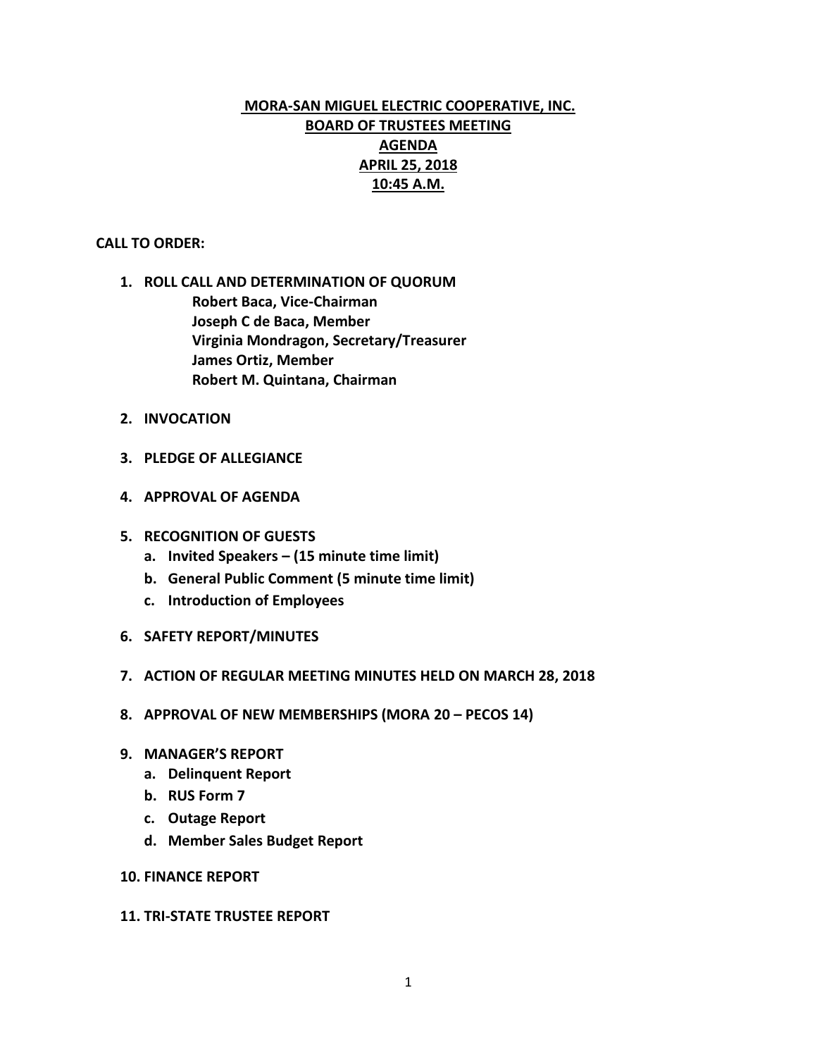# MORA-SAN MIGUEL ELECTRIC COOPERATIVE, INC.
## BOARD OF TRUSTEES MEETING
## AGENDA
## APRIL 25, 2018
## 10:45 A.M.

**CALL TO ORDER:**

1. **ROLL CALL AND DETERMINATION OF QUORUM**
   **Robert Baca, Vice-Chairman**
   **Joseph C de Baca, Member**
   **Virginia Mondragon, Secretary/Treasurer**
   **James Ortiz, Member**
   **Robert M. Quintana, Chairman**

2. **INVOCATION**

3. **PLEDGE OF ALLEGIANCE**

4. **APPROVAL OF AGENDA**

5. **RECOGNITION OF GUESTS**
   a. **Invited Speakers – (15 minute time limit)**
   b. **General Public Comment (5 minute time limit)**
   c. **Introduction of Employees**

6. **SAFETY REPORT/MINUTES**

7. **ACTION OF REGULAR MEETING MINUTES HELD ON MARCH 28, 2018**

8. **APPROVAL OF NEW MEMBERSHIPS (MORA 20 – PECOS 14)**

9. **MANAGER'S REPORT**
   a. **Delinquent Report**
   b. **RUS Form 7**
   c. **Outage Report**
   d. **Member Sales Budget Report**

10. **FINANCE REPORT**

11. **TRI-STATE TRUSTEE REPORT**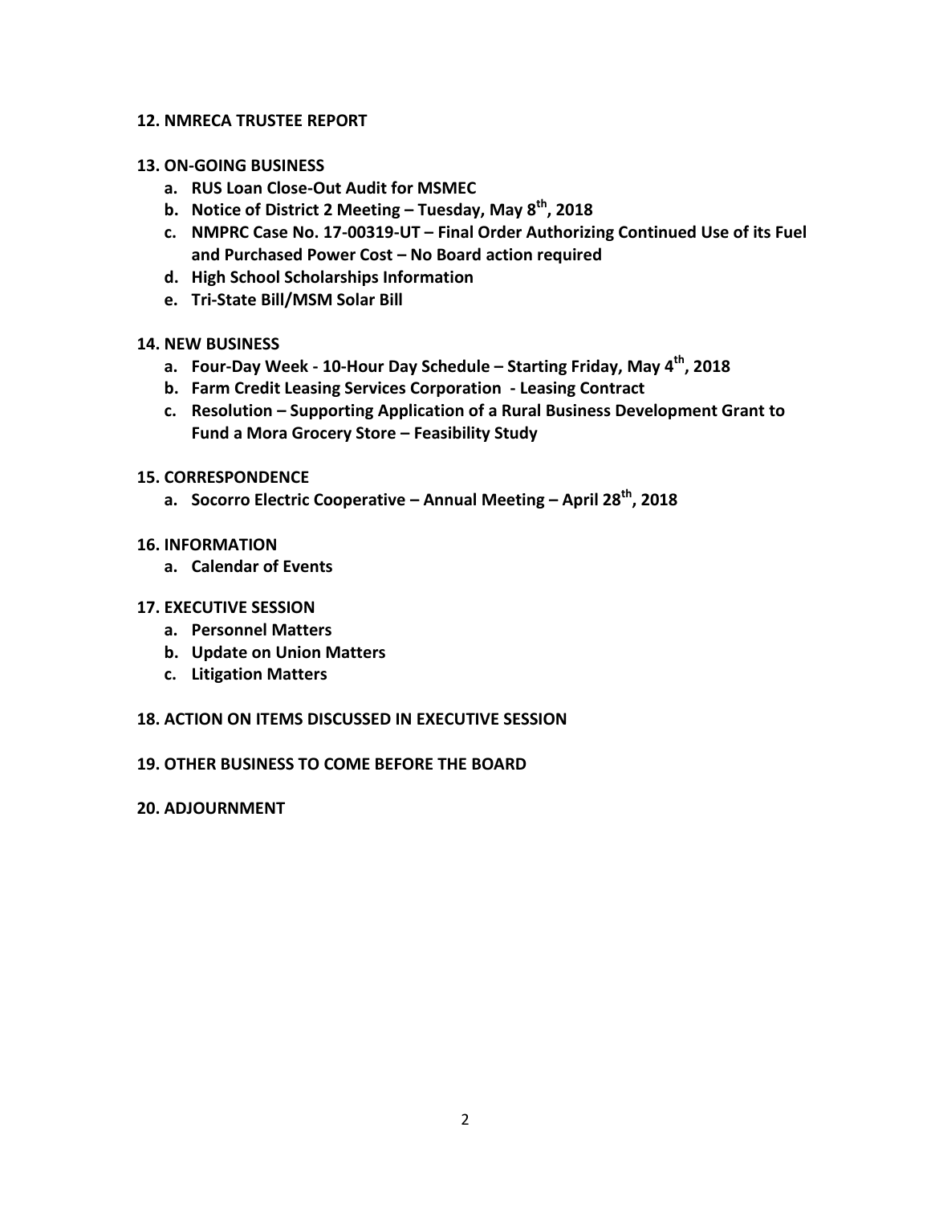**12. NMRECA TRUSTEE REPORT**

**13. ON-GOING BUSINESS**

- **a. RUS Loan Close-Out Audit for MSMEC**
- **b. Notice of District 2 Meeting – Tuesday, May 8th, 2018**
- **c. NMPRC Case No. 17-00319-UT – Final Order Authorizing Continued Use of its Fuel and Purchased Power Cost – No Board action required**
- **d. High School Scholarships Information**
- **e. Tri-State Bill/MSM Solar Bill**

**14. NEW BUSINESS**

- **a. Four-Day Week - 10-Hour Day Schedule – Starting Friday, May 4th, 2018**
- **b. Farm Credit Leasing Services Corporation - Leasing Contract**
- **c. Resolution – Supporting Application of a Rural Business Development Grant to Fund a Mora Grocery Store – Feasibility Study**

**15. CORRESPONDENCE**

- **a. Socorro Electric Cooperative – Annual Meeting – April 28th, 2018**

**16. INFORMATION**

- **a. Calendar of Events**

**17. EXECUTIVE SESSION**

- **a. Personnel Matters**
- **b. Update on Union Matters**
- **c. Litigation Matters**

**18. ACTION ON ITEMS DISCUSSED IN EXECUTIVE SESSION**

**19. OTHER BUSINESS TO COME BEFORE THE BOARD**

**20. ADJOURNMENT**